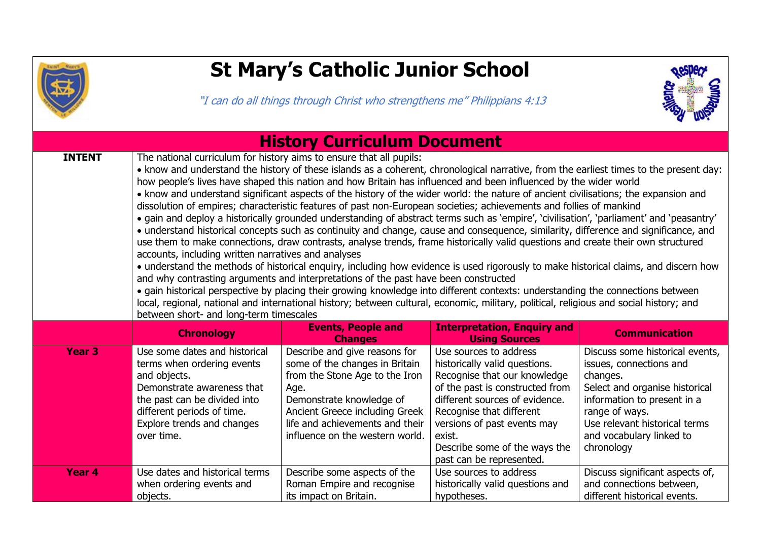# St Mary's Catholic Junior School

*"I can do all things through Christ who strengthens me" Philippians 4:13*

## History Curriculum Document

**INTENT**

The national curriculum for history aims to ensure that all pupils:

- know and understand the history of these islands as a coherent, chronological narrative, from the earliest times to the present day: how people's lives have shaped this nation and how Britain has influenced and been influenced by the wider world
- know and understand significant aspects of the history of the wider world: the nature of ancient civilisations; the expansion and dissolution of empires; characteristic features of past non-European societies; achievements and follies of mankind
- gain and deploy a historically grounded understanding of abstract terms such as 'empire', 'civilisation', 'parliament' and 'peasantry'
- understand historical concepts such as continuity and change, cause and consequence, similarity, difference and significance, and use them to make connections, draw contrasts, analyse trends, frame historically valid questions and create their own structured accounts, including written narratives and analyses
- understand the methods of historical enquiry, including how evidence is used rigorously to make historical claims, and discern how and why contrasting arguments and interpretations of the past have been constructed
- gain historical perspective by placing their growing knowledge into different contexts: understanding the connections between local, regional, national and international history; between cultural, economic, military, political, religious and social history; and between short- and long-term timescales

| | Chronology | Events, People and Changes | Interpretation, Enquiry and Using Sources | Communication |
|---|---|---|---|---|
| **Year 3** | Use some dates and historical terms when ordering events and objects.<br>Demonstrate awareness that the past can be divided into different periods of time.<br>Explore trends and changes over time. | Describe and give reasons for some of the changes in Britain from the Stone Age to the Iron Age.<br>Demonstrate knowledge of Ancient Greece including Greek life and achievements and their influence on the western world. | Use sources to address historically valid questions.<br>Recognise that our knowledge of the past is constructed from different sources of evidence.<br>Recognise that different versions of past events may exist.<br>Describe some of the ways the past can be represented. | Discuss some historical events, issues, connections and changes.<br>Select and organise historical information to present in a range of ways.<br>Use relevant historical terms and vocabulary linked to chronology |
| **Year 4** | Use dates and historical terms when ordering events and objects. | Describe some aspects of the Roman Empire and recognise its impact on Britain. | Use sources to address historically valid questions and hypotheses. | Discuss significant aspects of, and connections between, different historical events. |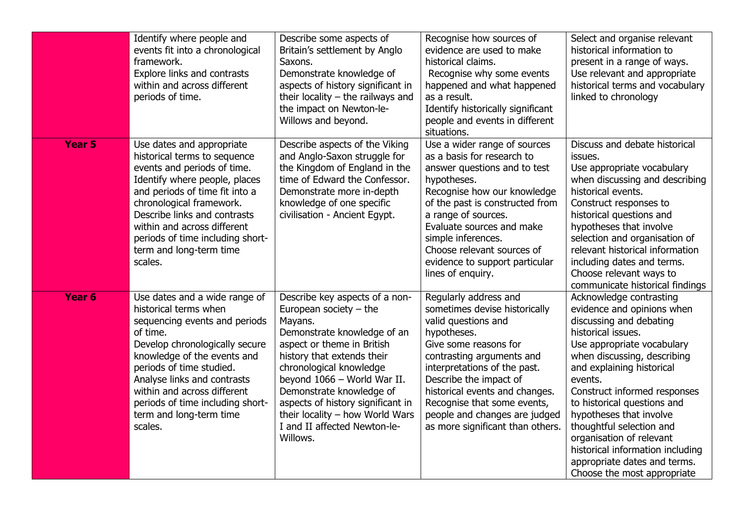| | | | | |
|---|---|---|---|---|
| | Identify where people and events fit into a chronological framework.<br>Explore links and contrasts within and across different periods of time. | Describe some aspects of Britain's settlement by Anglo Saxons.<br>Demonstrate knowledge of aspects of history significant in their locality – the railways and the impact on Newton-le-Willows and beyond. | Recognise how sources of evidence are used to make historical claims.<br>Recognise why some events happened and what happened as a result.<br>Identify historically significant people and events in different situations. | Select and organise relevant historical information to present in a range of ways.<br>Use relevant and appropriate historical terms and vocabulary linked to chronology |
| **Year 5** | Use dates and appropriate historical terms to sequence events and periods of time.<br>Identify where people, places and periods of time fit into a chronological framework.<br>Describe links and contrasts within and across different periods of time including short-term and long-term time scales. | Describe aspects of the Viking and Anglo-Saxon struggle for the Kingdom of England in the time of Edward the Confessor.<br>Demonstrate more in-depth knowledge of one specific civilisation - Ancient Egypt. | Use a wider range of sources as a basis for research to answer questions and to test hypotheses.<br>Recognise how our knowledge of the past is constructed from a range of sources.<br>Evaluate sources and make simple inferences.<br>Choose relevant sources of evidence to support particular lines of enquiry. | Discuss and debate historical issues.<br>Use appropriate vocabulary when discussing and describing historical events.<br>Construct responses to historical questions and hypotheses that involve selection and organisation of relevant historical information including dates and terms.<br>Choose relevant ways to communicate historical findings |
| **Year 6** | Use dates and a wide range of historical terms when sequencing events and periods of time.<br>Develop chronologically secure knowledge of the events and periods of time studied.<br>Analyse links and contrasts within and across different periods of time including short-term and long-term time scales. | Describe key aspects of a non-European society – the Mayans.<br>Demonstrate knowledge of an aspect or theme in British history that extends their chronological knowledge beyond 1066 – World War II.<br>Demonstrate knowledge of aspects of history significant in their locality – how World Wars I and II affected Newton-le-Willows. | Regularly address and sometimes devise historically valid questions and hypotheses.<br>Give some reasons for contrasting arguments and interpretations of the past.<br>Describe the impact of historical events and changes.<br>Recognise that some events, people and changes are judged as more significant than others. | Acknowledge contrasting evidence and opinions when discussing and debating historical issues.<br>Use appropriate vocabulary when discussing, describing and explaining historical events.<br>Construct informed responses to historical questions and hypotheses that involve thoughtful selection and organisation of relevant historical information including appropriate dates and terms.<br>Choose the most appropriate |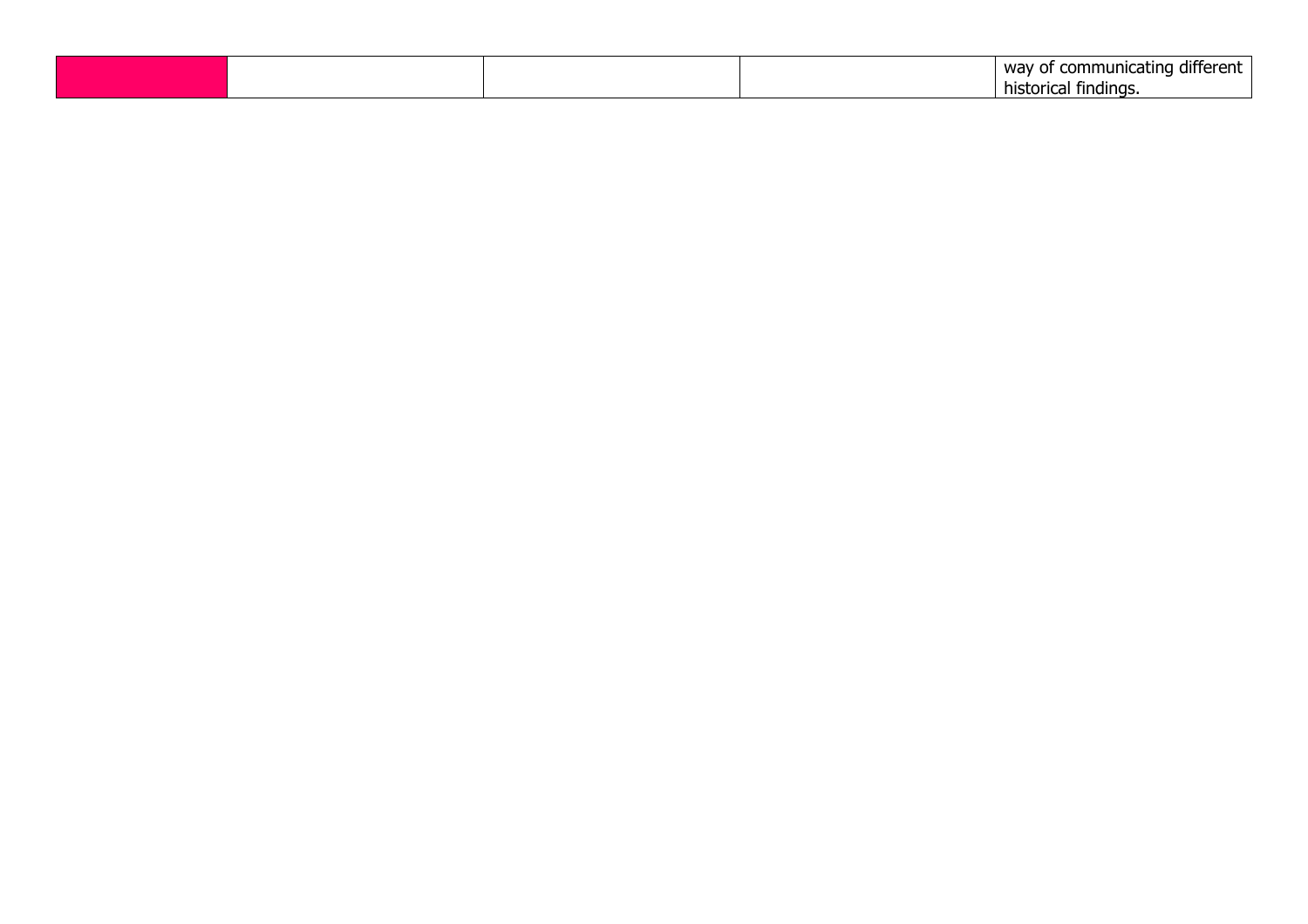| | | | | |
|---|---|---|---|---|
| | | | | way of communicating different historical findings. |